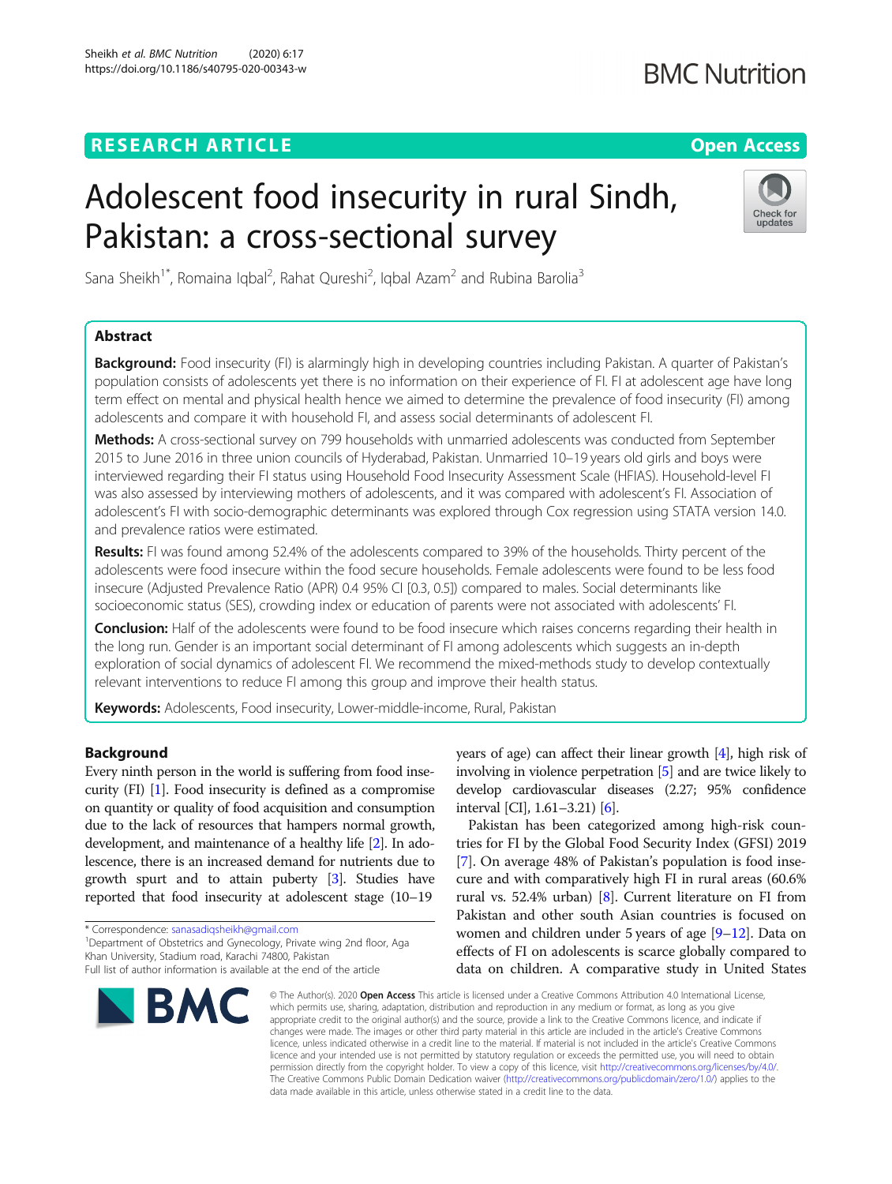RESEARCH ARTICLE

Open Access

# Adolescent food insecurity in rural Sindh, Pakistan: a cross-sectional survey

Sana Sheikh[1*], Romaina Iqbal[2], Rahat Qureshi[2], Iqbal Azam[2] and Rubina Barolia[3]

## Abstract

**Background:** Food insecurity (FI) is alarmingly high in developing countries including Pakistan. A quarter of Pakistan's population consists of adolescents yet there is no information on their experience of FI. FI at adolescent age have long term effect on mental and physical health hence we aimed to determine the prevalence of food insecurity (FI) among adolescents and compare it with household FI, and assess social determinants of adolescent FI.

**Methods:** A cross-sectional survey on 799 households with unmarried adolescents was conducted from September 2015 to June 2016 in three union councils of Hyderabad, Pakistan. Unmarried 10–19 years old girls and boys were interviewed regarding their FI status using Household Food Insecurity Assessment Scale (HFIAS). Household-level FI was also assessed by interviewing mothers of adolescents, and it was compared with adolescent's FI. Association of adolescent's FI with socio-demographic determinants was explored through Cox regression using STATA version 14.0. and prevalence ratios were estimated.

**Results:** FI was found among 52.4% of the adolescents compared to 39% of the households. Thirty percent of the adolescents were food insecure within the food secure households. Female adolescents were found to be less food insecure (Adjusted Prevalence Ratio (APR) 0.4 95% CI [0.3, 0.5]) compared to males. Social determinants like socioeconomic status (SES), crowding index or education of parents were not associated with adolescents' FI.

**Conclusion:** Half of the adolescents were found to be food insecure which raises concerns regarding their health in the long run. Gender is an important social determinant of FI among adolescents which suggests an in-depth exploration of social dynamics of adolescent FI. We recommend the mixed-methods study to develop contextually relevant interventions to reduce FI among this group and improve their health status.

**Keywords:** Adolescents, Food insecurity, Lower-middle-income, Rural, Pakistan

## Background

Every ninth person in the world is suffering from food insecurity (FI) [1]. Food insecurity is defined as a compromise on quantity or quality of food acquisition and consumption due to the lack of resources that hampers normal growth, development, and maintenance of a healthy life [2]. In adolescence, there is an increased demand for nutrients due to growth spurt and to attain puberty [3]. Studies have reported that food insecurity at adolescent stage (10–19 years of age) can affect their linear growth [4], high risk of involving in violence perpetration [5] and are twice likely to develop cardiovascular diseases (2.27; 95% confidence interval [CI], 1.61–3.21) [6].

Pakistan has been categorized among high-risk countries for FI by the Global Food Security Index (GFSI) 2019 [7]. On average 48% of Pakistan's population is food insecure and with comparatively high FI in rural areas (60.6% rural vs. 52.4% urban) [8]. Current literature on FI from Pakistan and other south Asian countries is focused on women and children under 5 years of age [9–12]. Data on effects of FI on adolescents is scarce globally compared to data on children. A comparative study in United States

* Correspondence: sanasadiqsheikh@gmail.com
[1]Department of Obstetrics and Gynecology, Private wing 2nd floor, Aga Khan University, Stadium road, Karachi 74800, Pakistan
Full list of author information is available at the end of the article

© The Author(s). 2020 **Open Access** This article is licensed under a Creative Commons Attribution 4.0 International License, which permits use, sharing, adaptation, distribution and reproduction in any medium or format, as long as you give appropriate credit to the original author(s) and the source, provide a link to the Creative Commons licence, and indicate if changes were made. The images or other third party material in this article are included in the article's Creative Commons licence, unless indicated otherwise in a credit line to the material. If material is not included in the article's Creative Commons licence and your intended use is not permitted by statutory regulation or exceeds the permitted use, you will need to obtain permission directly from the copyright holder. To view a copy of this licence, visit http://creativecommons.org/licenses/by/4.0/. The Creative Commons Public Domain Dedication waiver (http://creativecommons.org/publicdomain/zero/1.0/) applies to the data made available in this article, unless otherwise stated in a credit line to the data.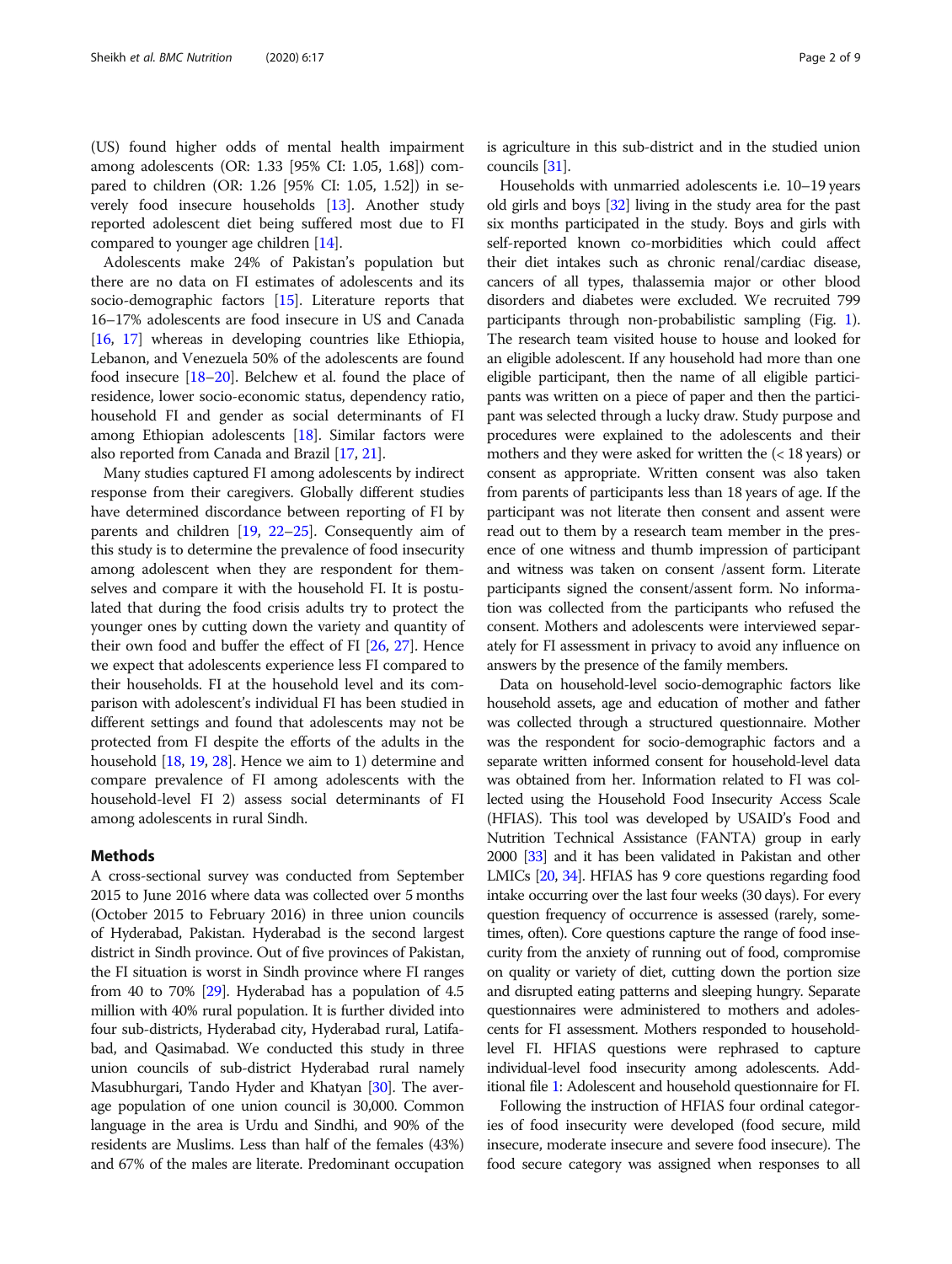(US) found higher odds of mental health impairment among adolescents (OR: 1.33 [95% CI: 1.05, 1.68]) compared to children (OR: 1.26 [95% CI: 1.05, 1.52]) in severely food insecure households [13]. Another study reported adolescent diet being suffered most due to FI compared to younger age children [14].

Adolescents make 24% of Pakistan's population but there are no data on FI estimates of adolescents and its socio-demographic factors [15]. Literature reports that 16–17% adolescents are food insecure in US and Canada [16, 17] whereas in developing countries like Ethiopia, Lebanon, and Venezuela 50% of the adolescents are found food insecure [18–20]. Belchew et al. found the place of residence, lower socio-economic status, dependency ratio, household FI and gender as social determinants of FI among Ethiopian adolescents [18]. Similar factors were also reported from Canada and Brazil [17, 21].

Many studies captured FI among adolescents by indirect response from their caregivers. Globally different studies have determined discordance between reporting of FI by parents and children [19, 22–25]. Consequently aim of this study is to determine the prevalence of food insecurity among adolescent when they are respondent for themselves and compare it with the household FI. It is postulated that during the food crisis adults try to protect the younger ones by cutting down the variety and quantity of their own food and buffer the effect of FI [26, 27]. Hence we expect that adolescents experience less FI compared to their households. FI at the household level and its comparison with adolescent's individual FI has been studied in different settings and found that adolescents may not be protected from FI despite the efforts of the adults in the household [18, 19, 28]. Hence we aim to 1) determine and compare prevalence of FI among adolescents with the household-level FI 2) assess social determinants of FI among adolescents in rural Sindh.

## Methods

A cross-sectional survey was conducted from September 2015 to June 2016 where data was collected over 5 months (October 2015 to February 2016) in three union councils of Hyderabad, Pakistan. Hyderabad is the second largest district in Sindh province. Out of five provinces of Pakistan, the FI situation is worst in Sindh province where FI ranges from 40 to 70% [29]. Hyderabad has a population of 4.5 million with 40% rural population. It is further divided into four sub-districts, Hyderabad city, Hyderabad rural, Latifabad, and Qasimabad. We conducted this study in three union councils of sub-district Hyderabad rural namely Masubhurgari, Tando Hyder and Khatyan [30]. The average population of one union council is 30,000. Common language in the area is Urdu and Sindhi, and 90% of the residents are Muslims. Less than half of the females (43%) and 67% of the males are literate. Predominant occupation is agriculture in this sub-district and in the studied union councils [31].

Households with unmarried adolescents i.e. 10–19 years old girls and boys [32] living in the study area for the past six months participated in the study. Boys and girls with self-reported known co-morbidities which could affect their diet intakes such as chronic renal/cardiac disease, cancers of all types, thalassemia major or other blood disorders and diabetes were excluded. We recruited 799 participants through non-probabilistic sampling (Fig. 1). The research team visited house to house and looked for an eligible adolescent. If any household had more than one eligible participant, then the name of all eligible participants was written on a piece of paper and then the participant was selected through a lucky draw. Study purpose and procedures were explained to the adolescents and their mothers and they were asked for written the (< 18 years) or consent as appropriate. Written consent was also taken from parents of participants less than 18 years of age. If the participant was not literate then consent and assent were read out to them by a research team member in the presence of one witness and thumb impression of participant and witness was taken on consent /assent form. Literate participants signed the consent/assent form. No information was collected from the participants who refused the consent. Mothers and adolescents were interviewed separately for FI assessment in privacy to avoid any influence on answers by the presence of the family members.

Data on household-level socio-demographic factors like household assets, age and education of mother and father was collected through a structured questionnaire. Mother was the respondent for socio-demographic factors and a separate written informed consent for household-level data was obtained from her. Information related to FI was collected using the Household Food Insecurity Access Scale (HFIAS). This tool was developed by USAID's Food and Nutrition Technical Assistance (FANTA) group in early 2000 [33] and it has been validated in Pakistan and other LMICs [20, 34]. HFIAS has 9 core questions regarding food intake occurring over the last four weeks (30 days). For every question frequency of occurrence is assessed (rarely, sometimes, often). Core questions capture the range of food insecurity from the anxiety of running out of food, compromise on quality or variety of diet, cutting down the portion size and disrupted eating patterns and sleeping hungry. Separate questionnaires were administered to mothers and adolescents for FI assessment. Mothers responded to household-level FI. HFIAS questions were rephrased to capture individual-level food insecurity among adolescents. Additional file 1: Adolescent and household questionnaire for FI.

Following the instruction of HFIAS four ordinal categories of food insecurity were developed (food secure, mild insecure, moderate insecure and severe food insecure). The food secure category was assigned when responses to all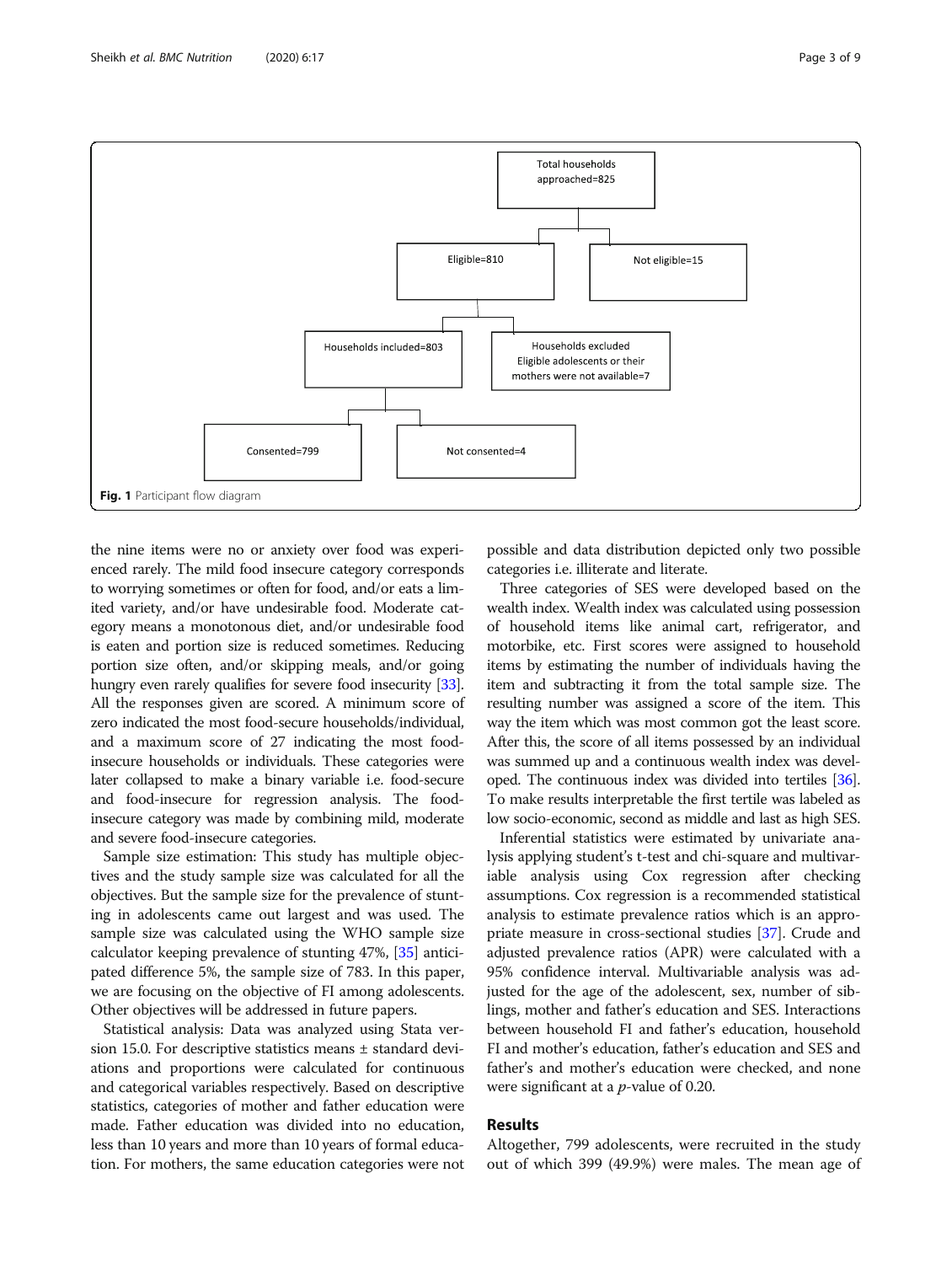Total households approached=825

- Eligible=810
  - Households included=803
    - Consented=799
    - Not consented=4
  - Households excluded: Eligible adolescents or their mothers were not available=7
- Not eligible=15

**Fig. 1** Participant flow diagram

the nine items were no or anxiety over food was experienced rarely. The mild food insecure category corresponds to worrying sometimes or often for food, and/or eats a limited variety, and/or have undesirable food. Moderate category means a monotonous diet, and/or undesirable food is eaten and portion size is reduced sometimes. Reducing portion size often, and/or skipping meals, and/or going hungry even rarely qualifies for severe food insecurity [33]. All the responses given are scored. A minimum score of zero indicated the most food-secure households/individual, and a maximum score of 27 indicating the most food-insecure households or individuals. These categories were later collapsed to make a binary variable i.e. food-secure and food-insecure for regression analysis. The food-insecure category was made by combining mild, moderate and severe food-insecure categories.

Sample size estimation: This study has multiple objectives and the study sample size was calculated for all the objectives. But the sample size for the prevalence of stunting in adolescents came out largest and was used. The sample size was calculated using the WHO sample size calculator keeping prevalence of stunting 47%, [35] anticipated difference 5%, the sample size of 783. In this paper, we are focusing on the objective of FI among adolescents. Other objectives will be addressed in future papers.

Statistical analysis: Data was analyzed using Stata version 15.0. For descriptive statistics means ± standard deviations and proportions were calculated for continuous and categorical variables respectively. Based on descriptive statistics, categories of mother and father education were made. Father education was divided into no education, less than 10 years and more than 10 years of formal education. For mothers, the same education categories were not possible and data distribution depicted only two possible categories i.e. illiterate and literate.

Three categories of SES were developed based on the wealth index. Wealth index was calculated using possession of household items like animal cart, refrigerator, and motorbike, etc. First scores were assigned to household items by estimating the number of individuals having the item and subtracting it from the total sample size. The resulting number was assigned a score of the item. This way the item which was most common got the least score. After this, the score of all items possessed by an individual was summed up and a continuous wealth index was developed. The continuous index was divided into tertiles [36]. To make results interpretable the first tertile was labeled as low socio-economic, second as middle and last as high SES.

Inferential statistics were estimated by univariate analysis applying student's t-test and chi-square and multivariable analysis using Cox regression after checking assumptions. Cox regression is a recommended statistical analysis to estimate prevalence ratios which is an appropriate measure in cross-sectional studies [37]. Crude and adjusted prevalence ratios (APR) were calculated with a 95% confidence interval. Multivariable analysis was adjusted for the age of the adolescent, sex, number of siblings, mother and father's education and SES. Interactions between household FI and father's education, household FI and mother's education, father's education and SES and father's and mother's education were checked, and none were significant at a $p$-value of 0.20.

## Results

Altogether, 799 adolescents, were recruited in the study out of which 399 (49.9%) were males. The mean age of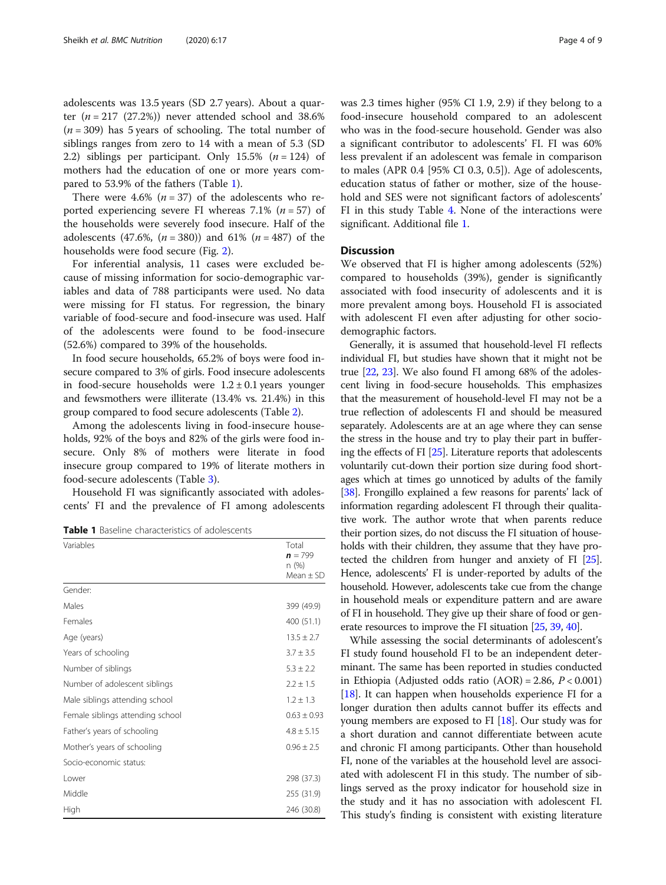adolescents was 13.5 years (SD 2.7 years). About a quarter ($n = 217$ (27.2%)) never attended school and 38.6% ($n = 309$) has 5 years of schooling. The total number of siblings ranges from zero to 14 with a mean of 5.3 (SD 2.2) siblings per participant. Only 15.5% ($n = 124$) of mothers had the education of one or more years compared to 53.9% of the fathers (Table 1).

There were 4.6% ($n = 37$) of the adolescents who reported experiencing severe FI whereas 7.1% ($n = 57$) of the households were severely food insecure. Half of the adolescents (47.6%, ($n = 380$)) and 61% ($n = 487$) of the households were food secure (Fig. 2).

For inferential analysis, 11 cases were excluded because of missing information for socio-demographic variables and data of 788 participants were used. No data were missing for FI status. For regression, the binary variable of food-secure and food-insecure was used. Half of the adolescents were found to be food-insecure (52.6%) compared to 39% of the households.

In food secure households, 65.2% of boys were food insecure compared to 3% of girls. Food insecure adolescents in food-secure households were 1.2 ± 0.1 years younger and fewsmothers were illiterate (13.4% vs. 21.4%) in this group compared to food secure adolescents (Table 2).

Among the adolescents living in food-insecure households, 92% of the boys and 82% of the girls were food insecure. Only 8% of mothers were literate in food insecure group compared to 19% of literate mothers in food-secure adolescents (Table 3).

Household FI was significantly associated with adolescents' FI and the prevalence of FI among adolescents was 2.3 times higher (95% CI 1.9, 2.9) if they belong to a food-insecure household compared to an adolescent who was in the food-secure household. Gender was also a significant contributor to adolescents' FI. FI was 60% less prevalent if an adolescent was female in comparison to males (APR 0.4 [95% CI 0.3, 0.5]). Age of adolescents, education status of father or mother, size of the household and SES were not significant factors of adolescents' FI in this study Table 4. None of the interactions were significant. Additional file 1.

**Table 1** Baseline characteristics of adolescents

| Variables | Total **n** = 799 n (%) Mean ± SD |
|---|---|
| Gender: | |
| Males | 399 (49.9) |
| Females | 400 (51.1) |
| Age (years) | 13.5 ± 2.7 |
| Years of schooling | 3.7 ± 3.5 |
| Number of siblings | 5.3 ± 2.2 |
| Number of adolescent siblings | 2.2 ± 1.5 |
| Male siblings attending school | 1.2 ± 1.3 |
| Female siblings attending school | 0.63 ± 0.93 |
| Father's years of schooling | 4.8 ± 5.15 |
| Mother's years of schooling | 0.96 ± 2.5 |
| Socio-economic status: | |
| Lower | 298 (37.3) |
| Middle | 255 (31.9) |
| High | 246 (30.8) |

## Discussion

We observed that FI is higher among adolescents (52%) compared to households (39%), gender is significantly associated with food insecurity of adolescents and it is more prevalent among boys. Household FI is associated with adolescent FI even after adjusting for other socio-demographic factors.

Generally, it is assumed that household-level FI reflects individual FI, but studies have shown that it might not be true [22, 23]. We also found FI among 68% of the adolescent living in food-secure households. This emphasizes that the measurement of household-level FI may not be a true reflection of adolescents FI and should be measured separately. Adolescents are at an age where they can sense the stress in the house and try to play their part in buffering the effects of FI [25]. Literature reports that adolescents voluntarily cut-down their portion size during food shortages which at times go unnoticed by adults of the family [38]. Frongillo explained a few reasons for parents' lack of information regarding adolescent FI through their qualitative work. The author wrote that when parents reduce their portion sizes, do not discuss the FI situation of households with their children, they assume that they have protected the children from hunger and anxiety of FI [25]. Hence, adolescents' FI is under-reported by adults of the household. However, adolescents take cue from the change in household meals or expenditure pattern and are aware of FI in household. They give up their share of food or generate resources to improve the FI situation [25, 39, 40].

While assessing the social determinants of adolescent's FI study found household FI to be an independent determinant. The same has been reported in studies conducted in Ethiopia (Adjusted odds ratio (AOR) = 2.86, $P < 0.001$) [18]. It can happen when households experience FI for a longer duration then adults cannot buffer its effects and young members are exposed to FI [18]. Our study was for a short duration and cannot differentiate between acute and chronic FI among participants. Other than household FI, none of the variables at the household level are associated with adolescent FI in this study. The number of siblings served as the proxy indicator for household size in the study and it has no association with adolescent FI. This study's finding is consistent with existing literature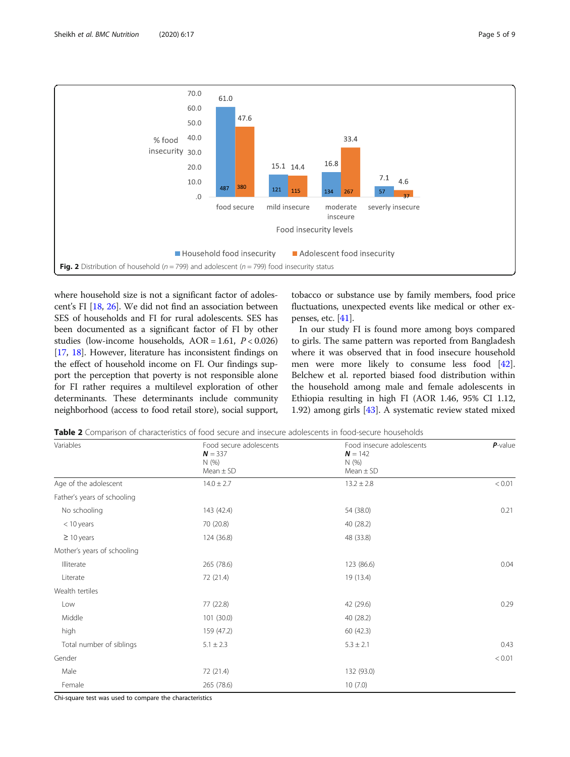Fig. 2 Distribution of household ($n = 799$) and adolescent ($n = 799$) food insecurity status

where household size is not a significant factor of adolescent's FI [18, 26]. We did not find an association between SES of households and FI for rural adolescents. SES has been documented as a significant factor of FI by other studies (low-income households, AOR = 1.61, $P < 0.026$) [17, 18]. However, literature has inconsistent findings on the effect of household income on FI. Our findings support the perception that poverty is not responsible alone for FI rather requires a multilevel exploration of other determinants. These determinants include community neighborhood (access to food retail store), social support, tobacco or substance use by family members, food price fluctuations, unexpected events like medical or other expenses, etc. [41].

In our study FI is found more among boys compared to girls. The same pattern was reported from Bangladesh where it was observed that in food insecure household men were more likely to consume less food [42]. Belchew et al. reported biased food distribution within the household among male and female adolescents in Ethiopia resulting in high FI (AOR 1.46, 95% CI 1.12, 1.92) among girls [43]. A systematic review stated mixed

**Table 2** Comparison of characteristics of food secure and insecure adolescents in food-secure households

| Variables | Food secure adolescents **N** = 337 N (%) Mean ± SD | Food insecure adolescents **N** = 142 N (%) Mean ± SD | **P**-value |
|---|---|---|---|
| Age of the adolescent | 14.0 ± 2.7 | 13.2 ± 2.8 | < 0.01 |
| Father's years of schooling | | | |
| No schooling | 143 (42.4) | 54 (38.0) | 0.21 |
| < 10 years | 70 (20.8) | 40 (28.2) | |
| ≥ 10 years | 124 (36.8) | 48 (33.8) | |
| Mother's years of schooling | | | |
| Illiterate | 265 (78.6) | 123 (86.6) | 0.04 |
| Literate | 72 (21.4) | 19 (13.4) | |
| Wealth tertiles | | | |
| Low | 77 (22.8) | 42 (29.6) | 0.29 |
| Middle | 101 (30.0) | 40 (28.2) | |
| high | 159 (47.2) | 60 (42.3) | |
| Total number of siblings | 5.1 ± 2.3 | 5.3 ± 2.1 | 0.43 |
| Gender | | | < 0.01 |
| Male | 72 (21.4) | 132 (93.0) | |
| Female | 265 (78.6) | 10 (7.0) | |

Chi-square test was used to compare the characteristics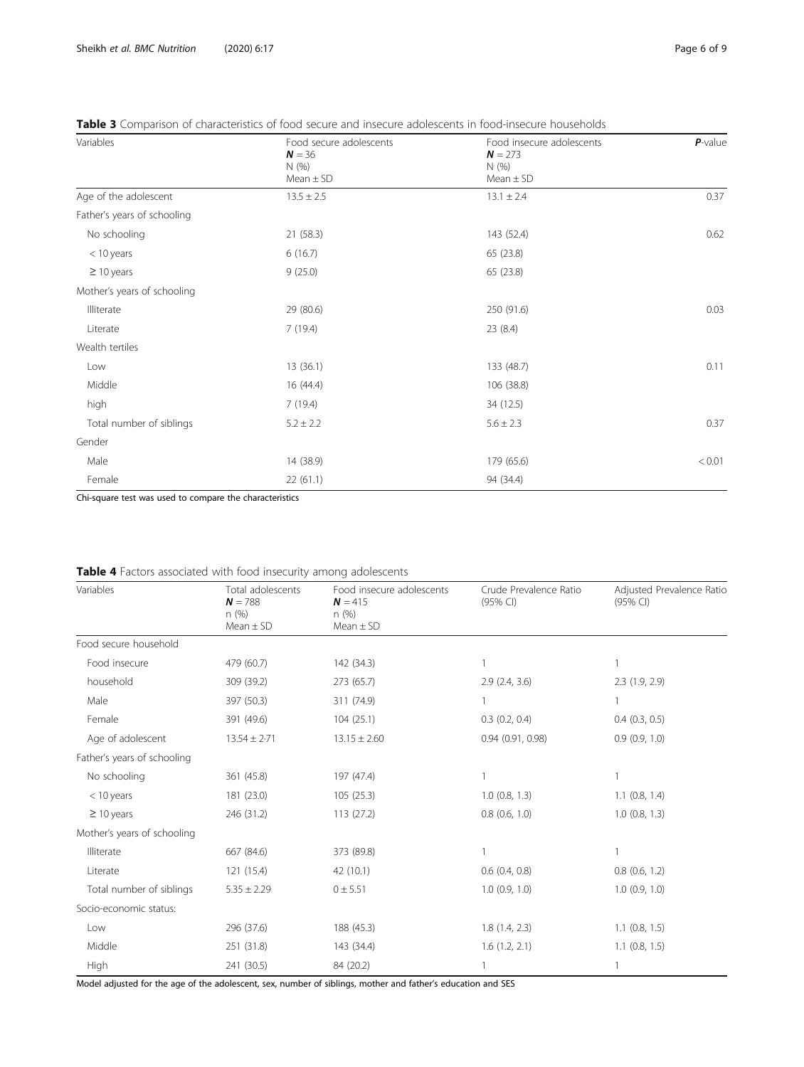**Table 3** Comparison of characteristics of food secure and insecure adolescents in food-insecure households

| Variables | Food secure adolescents **N** = 36 N (%) Mean ± SD | Food insecure adolescents **N** = 273 N (%) Mean ± SD | **P**-value |
|---|---|---|---|
| Age of the adolescent | 13.5 ± 2.5 | 13.1 ± 2.4 | 0.37 |
| Father's years of schooling | | | |
| No schooling | 21 (58.3) | 143 (52.4) | 0.62 |
| < 10 years | 6 (16.7) | 65 (23.8) | |
| ≥ 10 years | 9 (25.0) | 65 (23.8) | |
| Mother's years of schooling | | | |
| Illiterate | 29 (80.6) | 250 (91.6) | 0.03 |
| Literate | 7 (19.4) | 23 (8.4) | |
| Wealth tertiles | | | |
| Low | 13 (36.1) | 133 (48.7) | 0.11 |
| Middle | 16 (44.4) | 106 (38.8) | |
| high | 7 (19.4) | 34 (12.5) | |
| Total number of siblings | 5.2 ± 2.2 | 5.6 ± 2.3 | 0.37 |
| Gender | | | |
| Male | 14 (38.9) | 179 (65.6) | < 0.01 |
| Female | 22 (61.1) | 94 (34.4) | |

Chi-square test was used to compare the characteristics

**Table 4** Factors associated with food insecurity among adolescents

| Variables | Total adolescents **N** = 788 n (%) Mean ± SD | Food insecure adolescents **N** = 415 n (%) Mean ± SD | Crude Prevalence Ratio (95% CI) | Adjusted Prevalence Ratio (95% CI) |
|---|---|---|---|---|
| Food secure household | | | | |
| Food insecure | 479 (60.7) | 142 (34.3) | 1 | 1 |
| household | 309 (39.2) | 273 (65.7) | 2.9 (2.4, 3.6) | 2.3 (1.9, 2.9) |
| Male | 397 (50.3) | 311 (74.9) | 1 | 1 |
| Female | 391 (49.6) | 104 (25.1) | 0.3 (0.2, 0.4) | 0.4 (0.3, 0.5) |
| Age of adolescent | 13.54 ± 2.71 | 13.15 ± 2.60 | 0.94 (0.91, 0.98) | 0.9 (0.9, 1.0) |
| Father's years of schooling | | | | |
| No schooling | 361 (45.8) | 197 (47.4) | 1 | 1 |
| < 10 years | 181 (23.0) | 105 (25.3) | 1.0 (0.8, 1.3) | 1.1 (0.8, 1.4) |
| ≥ 10 years | 246 (31.2) | 113 (27.2) | 0.8 (0.6, 1.0) | 1.0 (0.8, 1.3) |
| Mother's years of schooling | | | | |
| Illiterate | 667 (84.6) | 373 (89.8) | 1 | 1 |
| Literate | 121 (15.4) | 42 (10.1) | 0.6 (0.4, 0.8) | 0.8 (0.6, 1.2) |
| Total number of siblings | 5.35 ± 2.29 | 0 ± 5.51 | 1.0 (0.9, 1.0) | 1.0 (0.9, 1.0) |
| Socio-economic status: | | | | |
| Low | 296 (37.6) | 188 (45.3) | 1.8 (1.4, 2.3) | 1.1 (0.8, 1.5) |
| Middle | 251 (31.8) | 143 (34.4) | 1.6 (1.2, 2.1) | 1.1 (0.8, 1.5) |
| High | 241 (30.5) | 84 (20.2) | 1 | 1 |

Model adjusted for the age of the adolescent, sex, number of siblings, mother and father's education and SES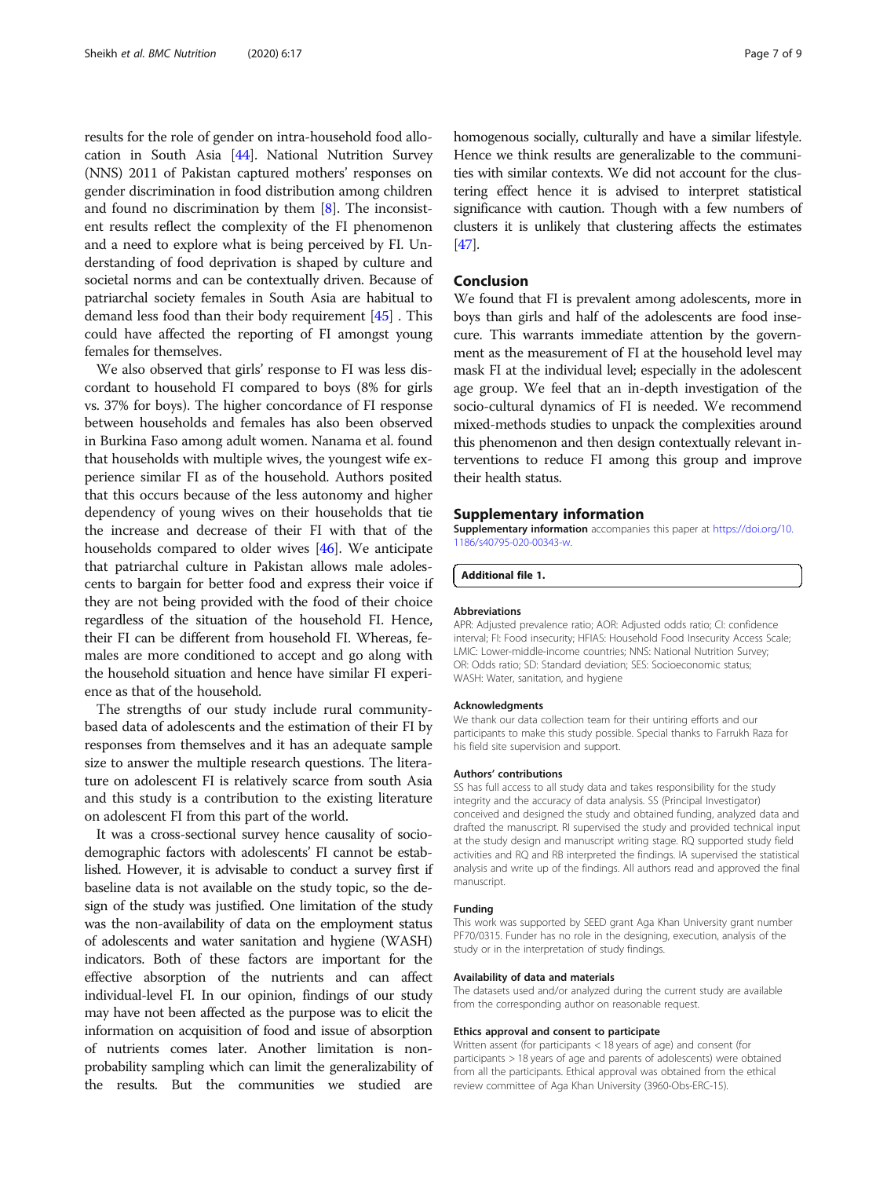results for the role of gender on intra-household food allocation in South Asia [44]. National Nutrition Survey (NNS) 2011 of Pakistan captured mothers' responses on gender discrimination in food distribution among children and found no discrimination by them [8]. The inconsistent results reflect the complexity of the FI phenomenon and a need to explore what is being perceived by FI. Understanding of food deprivation is shaped by culture and societal norms and can be contextually driven. Because of patriarchal society females in South Asia are habitual to demand less food than their body requirement [45] . This could have affected the reporting of FI amongst young females for themselves.

We also observed that girls' response to FI was less discordant to household FI compared to boys (8% for girls vs. 37% for boys). The higher concordance of FI response between households and females has also been observed in Burkina Faso among adult women. Nanama et al. found that households with multiple wives, the youngest wife experience similar FI as of the household. Authors posited that this occurs because of the less autonomy and higher dependency of young wives on their households that tie the increase and decrease of their FI with that of the households compared to older wives [46]. We anticipate that patriarchal culture in Pakistan allows male adolescents to bargain for better food and express their voice if they are not being provided with the food of their choice regardless of the situation of the household FI. Hence, their FI can be different from household FI. Whereas, females are more conditioned to accept and go along with the household situation and hence have similar FI experience as that of the household.

The strengths of our study include rural community-based data of adolescents and the estimation of their FI by responses from themselves and it has an adequate sample size to answer the multiple research questions. The literature on adolescent FI is relatively scarce from south Asia and this study is a contribution to the existing literature on adolescent FI from this part of the world.

It was a cross-sectional survey hence causality of socio-demographic factors with adolescents' FI cannot be established. However, it is advisable to conduct a survey first if baseline data is not available on the study topic, so the design of the study was justified. One limitation of the study was the non-availability of data on the employment status of adolescents and water sanitation and hygiene (WASH) indicators. Both of these factors are important for the effective absorption of the nutrients and can affect individual-level FI. In our opinion, findings of our study may have not been affected as the purpose was to elicit the information on acquisition of food and issue of absorption of nutrients comes later. Another limitation is non-probability sampling which can limit the generalizability of the results. But the communities we studied are homogenous socially, culturally and have a similar lifestyle. Hence we think results are generalizable to the communities with similar contexts. We did not account for the clustering effect hence it is advised to interpret statistical significance with caution. Though with a few numbers of clusters it is unlikely that clustering affects the estimates [47].

## Conclusion

We found that FI is prevalent among adolescents, more in boys than girls and half of the adolescents are food insecure. This warrants immediate attention by the government as the measurement of FI at the household level may mask FI at the individual level; especially in the adolescent age group. We feel that an in-depth investigation of the socio-cultural dynamics of FI is needed. We recommend mixed-methods studies to unpack the complexities around this phenomenon and then design contextually relevant interventions to reduce FI among this group and improve their health status.

## Supplementary information

**Supplementary information** accompanies this paper at https://doi.org/10.1186/s40795-020-00343-w.

**Additional file 1.**

### Abbreviations

APR: Adjusted prevalence ratio; AOR: Adjusted odds ratio; CI: confidence interval; FI: Food insecurity; HFIAS: Household Food Insecurity Access Scale; LMIC: Lower-middle-income countries; NNS: National Nutrition Survey; OR: Odds ratio; SD: Standard deviation; SES: Socioeconomic status; WASH: Water, sanitation, and hygiene

### Acknowledgments

We thank our data collection team for their untiring efforts and our participants to make this study possible. Special thanks to Farrukh Raza for his field site supervision and support.

### Authors' contributions

SS has full access to all study data and takes responsibility for the study integrity and the accuracy of data analysis. SS (Principal Investigator) conceived and designed the study and obtained funding, analyzed data and drafted the manuscript. RI supervised the study and provided technical input at the study design and manuscript writing stage. RQ supported study field activities and RQ and RB interpreted the findings. IA supervised the statistical analysis and write up of the findings. All authors read and approved the final manuscript.

### Funding

This work was supported by SEED grant Aga Khan University grant number PF70/0315. Funder has no role in the designing, execution, analysis of the study or in the interpretation of study findings.

### Availability of data and materials

The datasets used and/or analyzed during the current study are available from the corresponding author on reasonable request.

### Ethics approval and consent to participate

Written assent (for participants < 18 years of age) and consent (for participants > 18 years of age and parents of adolescents) were obtained from all the participants. Ethical approval was obtained from the ethical review committee of Aga Khan University (3960-Obs-ERC-15).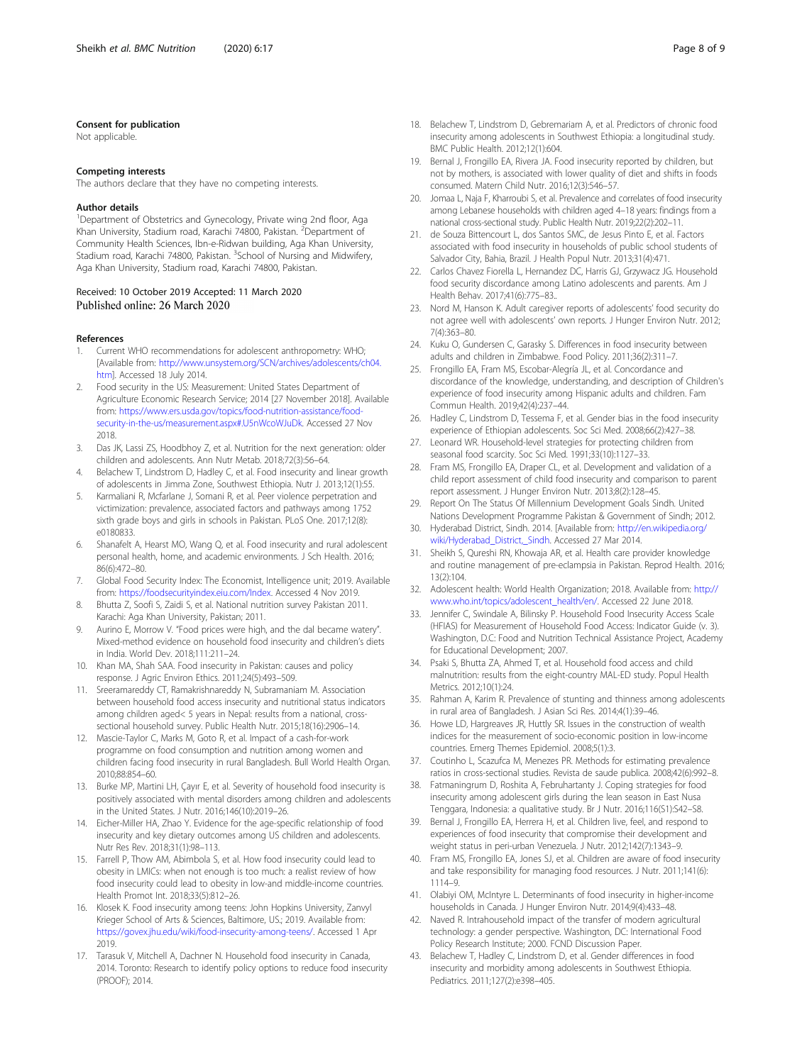### Consent for publication

Not applicable.

### Competing interests

The authors declare that they have no competing interests.

### Author details

[1]Department of Obstetrics and Gynecology, Private wing 2nd floor, Aga Khan University, Stadium road, Karachi 74800, Pakistan. [2]Department of Community Health Sciences, Ibn-e-Ridwan building, Aga Khan University, Stadium road, Karachi 74800, Pakistan. [3]School of Nursing and Midwifery, Aga Khan University, Stadium road, Karachi 74800, Pakistan.

Received: 10 October 2019 Accepted: 11 March 2020
Published online: 26 March 2020

### References

1. Current WHO recommendations for adolescent anthropometry: WHO; [Available from: http://www.unsystem.org/SCN/archives/adolescents/ch04.htm]. Accessed 18 July 2014.
2. Food security in the US: Measurement: United States Department of Agriculture Economic Research Service; 2014 [27 November 2018]. Available from: https://www.ers.usda.gov/topics/food-nutrition-assistance/food-security-in-the-us/measurement.aspx#.U5nWcoWJuDk. Accessed 27 Nov 2018.
3. Das JK, Lassi ZS, Hoodbhoy Z, et al. Nutrition for the next generation: older children and adolescents. Ann Nutr Metab. 2018;72(3):56–64.
4. Belachew T, Lindstrom D, Hadley C, et al. Food insecurity and linear growth of adolescents in Jimma Zone, Southwest Ethiopia. Nutr J. 2013;12(1):55.
5. Karmaliani R, Mcfarlane J, Somani R, et al. Peer violence perpetration and victimization: prevalence, associated factors and pathways among 1752 sixth grade boys and girls in schools in Pakistan. PLoS One. 2017;12(8): e0180833.
6. Shanafelt A, Hearst MO, Wang Q, et al. Food insecurity and rural adolescent personal health, home, and academic environments. J Sch Health. 2016; 86(6):472–80.
7. Global Food Security Index: The Economist, Intelligence unit; 2019. Available from: https://foodsecurityindex.eiu.com/Index. Accessed 4 Nov 2019.
8. Bhutta Z, Soofi S, Zaidi S, et al. National nutrition survey Pakistan 2011. Karachi: Aga Khan University, Pakistan; 2011.
9. Aurino E, Morrow V. "Food prices were high, and the dal became watery". Mixed-method evidence on household food insecurity and children's diets in India. World Dev. 2018;111:211–24.
10. Khan MA, Shah SAA. Food insecurity in Pakistan: causes and policy response. J Agric Environ Ethics. 2011;24(5):493–509.
11. Sreeramareddy CT, Ramakrishnareddy N, Subramaniam M. Association between household food access insecurity and nutritional status indicators among children aged< 5 years in Nepal: results from a national, cross-sectional household survey. Public Health Nutr. 2015;18(16):2906–14.
12. Mascie-Taylor C, Marks M, Goto R, et al. Impact of a cash-for-work programme on food consumption and nutrition among women and children facing food insecurity in rural Bangladesh. Bull World Health Organ. 2010;88:854–60.
13. Burke MP, Martini LH, Çayır E, et al. Severity of household food insecurity is positively associated with mental disorders among children and adolescents in the United States. J Nutr. 2016;146(10):2019–26.
14. Eicher-Miller HA, Zhao Y. Evidence for the age-specific relationship of food insecurity and key dietary outcomes among US children and adolescents. Nutr Res Rev. 2018;31(1):98–113.
15. Farrell P, Thow AM, Abimbola S, et al. How food insecurity could lead to obesity in LMICs: when not enough is too much: a realist review of how food insecurity could lead to obesity in low-and middle-income countries. Health Promot Int. 2018;33(5):812–26.
16. Klosek K. Food insecurity among teens: John Hopkins University, Zanvyl Krieger School of Arts & Sciences, Baltimore, US.; 2019. Available from: https://govex.jhu.edu/wiki/food-insecurity-among-teens/. Accessed 1 Apr 2019.
17. Tarasuk V, Mitchell A, Dachner N. Household food insecurity in Canada, 2014. Toronto: Research to identify policy options to reduce food insecurity (PROOF); 2014.
18. Belachew T, Lindstrom D, Gebremariam A, et al. Predictors of chronic food insecurity among adolescents in Southwest Ethiopia: a longitudinal study. BMC Public Health. 2012;12(1):604.
19. Bernal J, Frongillo EA, Rivera JA. Food insecurity reported by children, but not by mothers, is associated with lower quality of diet and shifts in foods consumed. Matern Child Nutr. 2016;12(3):546–57.
20. Jomaa L, Naja F, Kharroubi S, et al. Prevalence and correlates of food insecurity among Lebanese households with children aged 4–18 years: findings from a national cross-sectional study. Public Health Nutr. 2019;22(2):202–11.
21. de Souza Bittencourt L, dos Santos SMC, de Jesus Pinto E, et al. Factors associated with food insecurity in households of public school students of Salvador City, Bahia, Brazil. J Health Popul Nutr. 2013;31(4):471.
22. Carlos Chavez Fiorella L, Hernandez DC, Harris GJ, Grzywacz JG. Household food security discordance among Latino adolescents and parents. Am J Health Behav. 2017;41(6):775–83..
23. Nord M, Hanson K. Adult caregiver reports of adolescents' food security do not agree well with adolescents' own reports. J Hunger Environ Nutr. 2012; 7(4):363–80.
24. Kuku O, Gundersen C, Garasky S. Differences in food insecurity between adults and children in Zimbabwe. Food Policy. 2011;36(2):311–7.
25. Frongillo EA, Fram MS, Escobar-Alegría JL, et al. Concordance and discordance of the knowledge, understanding, and description of Children's experience of food insecurity among Hispanic adults and children. Fam Commun Health. 2019;42(4):237–44.
26. Hadley C, Lindstrom D, Tessema F, et al. Gender bias in the food insecurity experience of Ethiopian adolescents. Soc Sci Med. 2008;66(2):427–38.
27. Leonard WR. Household-level strategies for protecting children from seasonal food scarcity. Soc Sci Med. 1991;33(10):1127–33.
28. Fram MS, Frongillo EA, Draper CL, et al. Development and validation of a child report assessment of child food insecurity and comparison to parent report assessment. J Hunger Environ Nutr. 2013;8(2):128–45.
29. Report On The Status Of Millennium Development Goals Sindh. United Nations Development Programme Pakistan & Government of Sindh; 2012.
30. Hyderabad District, Sindh. 2014. [Available from: http://en.wikipedia.org/wiki/Hyderabad_District,_Sindh. Accessed 27 Mar 2014.
31. Sheikh S, Qureshi RN, Khowaja AR, et al. Health care provider knowledge and routine management of pre-eclampsia in Pakistan. Reprod Health. 2016; 13(2):104.
32. Adolescent health: World Health Organization; 2018. Available from: http://www.who.int/topics/adolescent_health/en/. Accessed 22 June 2018.
33. Jennifer C, Swindale A, Bilinsky P. Household Food Insecurity Access Scale (HFIAS) for Measurement of Household Food Access: Indicator Guide (v. 3). Washington, D.C: Food and Nutrition Technical Assistance Project, Academy for Educational Development; 2007.
34. Psaki S, Bhutta ZA, Ahmed T, et al. Household food access and child malnutrition: results from the eight-country MAL-ED study. Popul Health Metrics. 2012;10(1):24.
35. Rahman A, Karim R. Prevalence of stunting and thinness among adolescents in rural area of Bangladesh. J Asian Sci Res. 2014;4(1):39–46.
36. Howe LD, Hargreaves JR, Huttly SR. Issues in the construction of wealth indices for the measurement of socio-economic position in low-income countries. Emerg Themes Epidemiol. 2008;5(1):3.
37. Coutinho L, Scazufca M, Menezes PR. Methods for estimating prevalence ratios in cross-sectional studies. Revista de saude publica. 2008;42(6):992–8.
38. Fatmaningrum D, Roshita A, Februhartanty J. Coping strategies for food insecurity among adolescent girls during the lean season in East Nusa Tenggara, Indonesia: a qualitative study. Br J Nutr. 2016;116(S1):S42–S8.
39. Bernal J, Frongillo EA, Herrera H, et al. Children live, feel, and respond to experiences of food insecurity that compromise their development and weight status in peri-urban Venezuela. J Nutr. 2012;142(7):1343–9.
40. Fram MS, Frongillo EA, Jones SJ, et al. Children are aware of food insecurity and take responsibility for managing food resources. J Nutr. 2011;141(6): 1114–9.
41. Olabiyi OM, McIntyre L. Determinants of food insecurity in higher-income households in Canada. J Hunger Environ Nutr. 2014;9(4):433–48.
42. Naved R. Intrahousehold impact of the transfer of modern agricultural technology: a gender perspective. Washington, DC: International Food Policy Research Institute; 2000. FCND Discussion Paper.
43. Belachew T, Hadley C, Lindstrom D, et al. Gender differences in food insecurity and morbidity among adolescents in Southwest Ethiopia. Pediatrics. 2011;127(2):e398–405.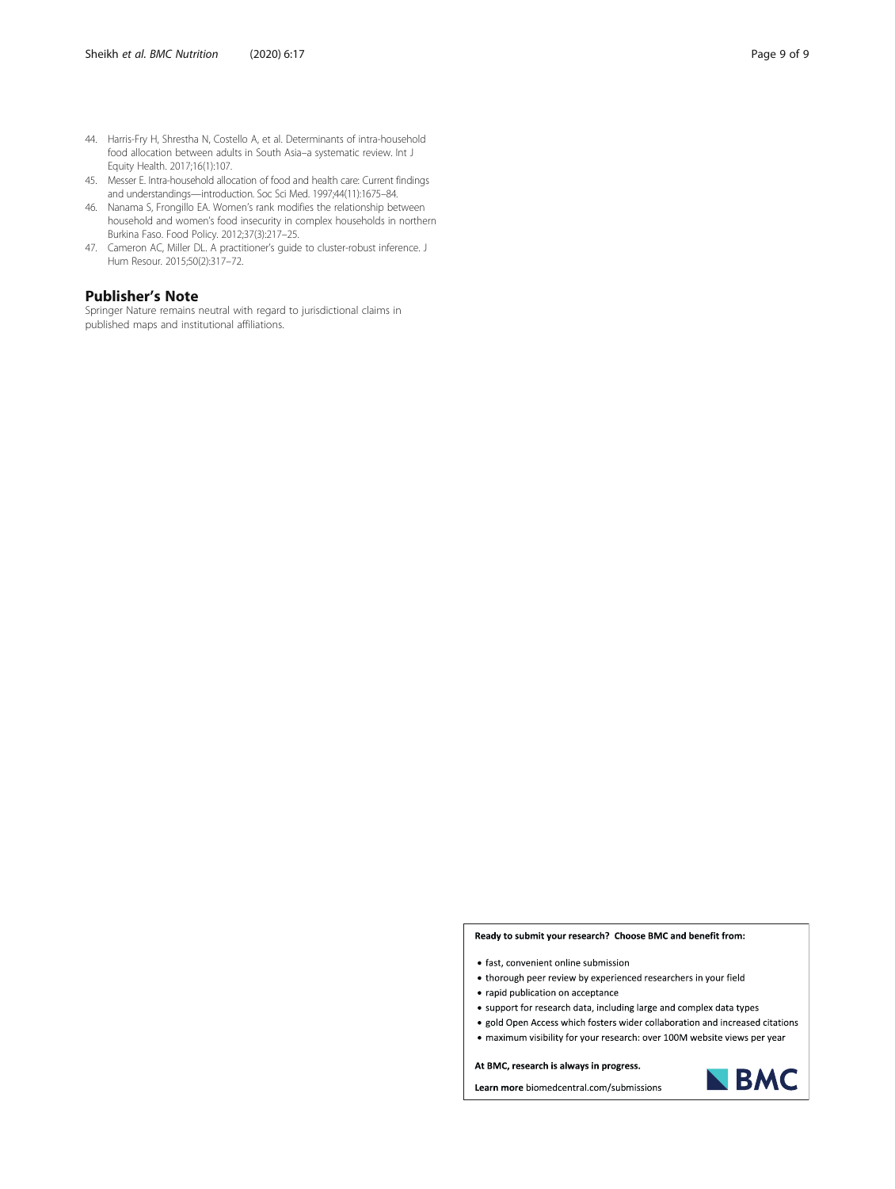44. Harris-Fry H, Shrestha N, Costello A, et al. Determinants of intra-household food allocation between adults in South Asia–a systematic review. Int J Equity Health. 2017;16(1):107.
45. Messer E. Intra-household allocation of food and health care: Current findings and understandings—introduction. Soc Sci Med. 1997;44(11):1675–84.
46. Nanama S, Frongillo EA. Women's rank modifies the relationship between household and women's food insecurity in complex households in northern Burkina Faso. Food Policy. 2012;37(3):217–25.
47. Cameron AC, Miller DL. A practitioner's guide to cluster-robust inference. J Hum Resour. 2015;50(2):317–72.

## Publisher's Note

Springer Nature remains neutral with regard to jurisdictional claims in published maps and institutional affiliations.

**Ready to submit your research? Choose BMC and benefit from:**

- fast, convenient online submission
- thorough peer review by experienced researchers in your field
- rapid publication on acceptance
- support for research data, including large and complex data types
- gold Open Access which fosters wider collaboration and increased citations
- maximum visibility for your research: over 100M website views per year

**At BMC, research is always in progress.**

**Learn more** biomedcentral.com/submissions

BMC